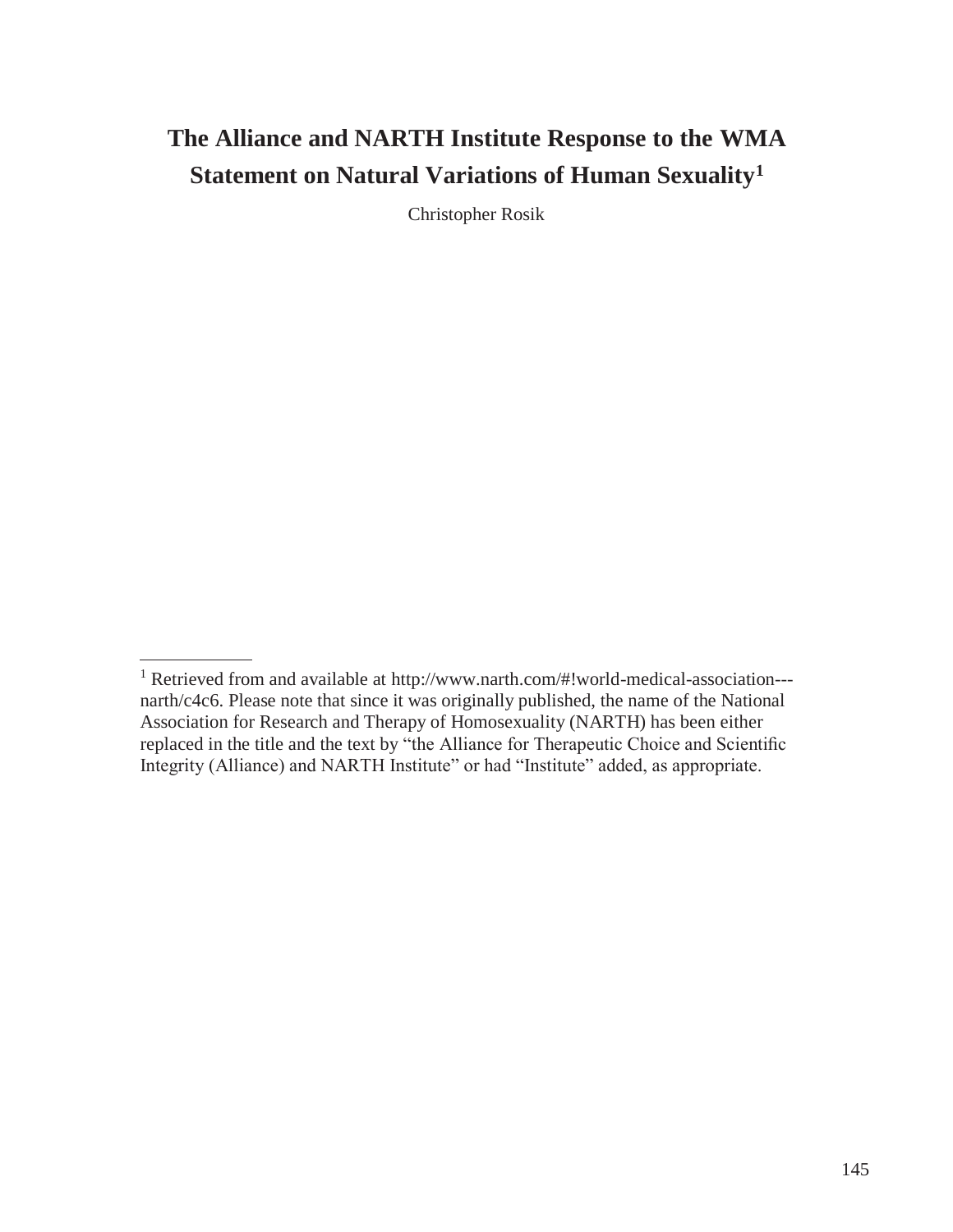# The Alliance and NARTH Institute Response to the WMA Statement on Natural Variations of Human Sexuality[1]

Christopher Rosik

---

[1] Retrieved from and available at http://www.narth.com/#!world-medical-association---narth/c4c6. Please note that since it was originally published, the name of the National Association for Research and Therapy of Homosexuality (NARTH) has been either replaced in the title and the text by "the Alliance for Therapeutic Choice and Scientific Integrity (Alliance) and NARTH Institute" or had "Institute" added, as appropriate.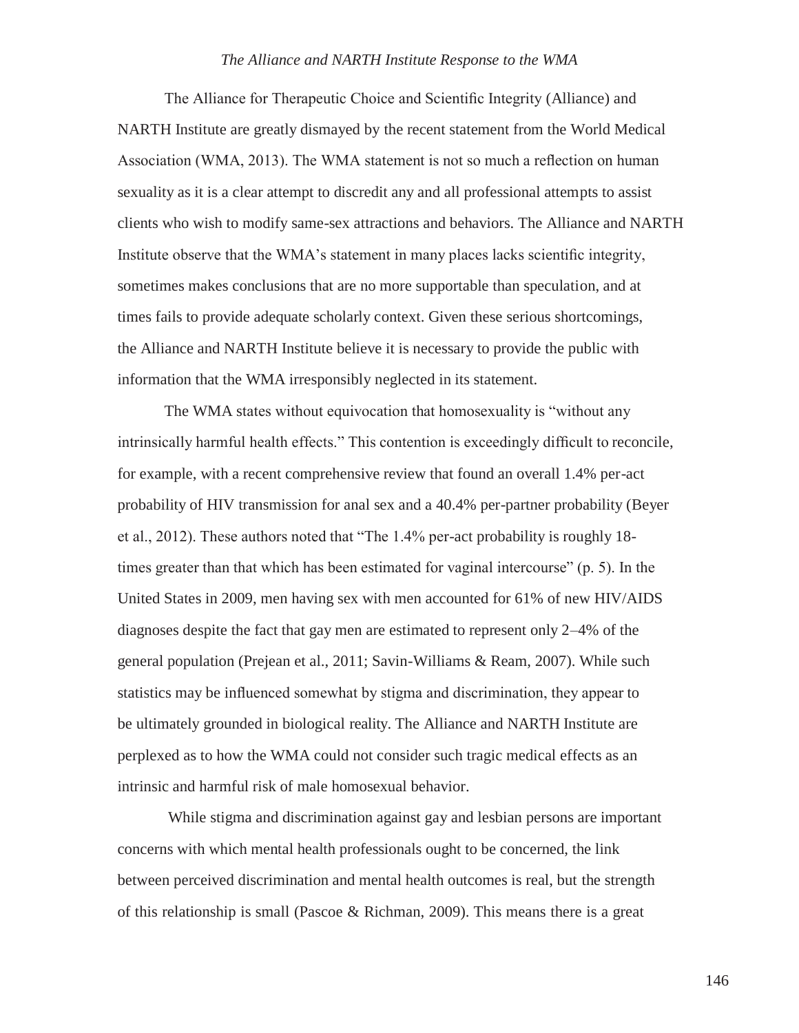The Alliance for Therapeutic Choice and Scientific Integrity (Alliance) and NARTH Institute are greatly dismayed by the recent statement from the World Medical Association (WMA, 2013). The WMA statement is not so much a reflection on human sexuality as it is a clear attempt to discredit any and all professional attempts to assist clients who wish to modify same-sex attractions and behaviors. The Alliance and NARTH Institute observe that the WMA's statement in many places lacks scientific integrity, sometimes makes conclusions that are no more supportable than speculation, and at times fails to provide adequate scholarly context. Given these serious shortcomings, the Alliance and NARTH Institute believe it is necessary to provide the public with information that the WMA irresponsibly neglected in its statement.

The WMA states without equivocation that homosexuality is "without any intrinsically harmful health effects." This contention is exceedingly difficult to reconcile, for example, with a recent comprehensive review that found an overall 1.4% per-act probability of HIV transmission for anal sex and a 40.4% per-partner probability (Beyer et al., 2012). These authors noted that "The 1.4% per-act probability is roughly 18-times greater than that which has been estimated for vaginal intercourse" (p. 5). In the United States in 2009, men having sex with men accounted for 61% of new HIV/AIDS diagnoses despite the fact that gay men are estimated to represent only 2–4% of the general population (Prejean et al., 2011; Savin-Williams & Ream, 2007). While such statistics may be influenced somewhat by stigma and discrimination, they appear to be ultimately grounded in biological reality. The Alliance and NARTH Institute are perplexed as to how the WMA could not consider such tragic medical effects as an intrinsic and harmful risk of male homosexual behavior.

While stigma and discrimination against gay and lesbian persons are important concerns with which mental health professionals ought to be concerned, the link between perceived discrimination and mental health outcomes is real, but the strength of this relationship is small (Pascoe & Richman, 2009). This means there is a great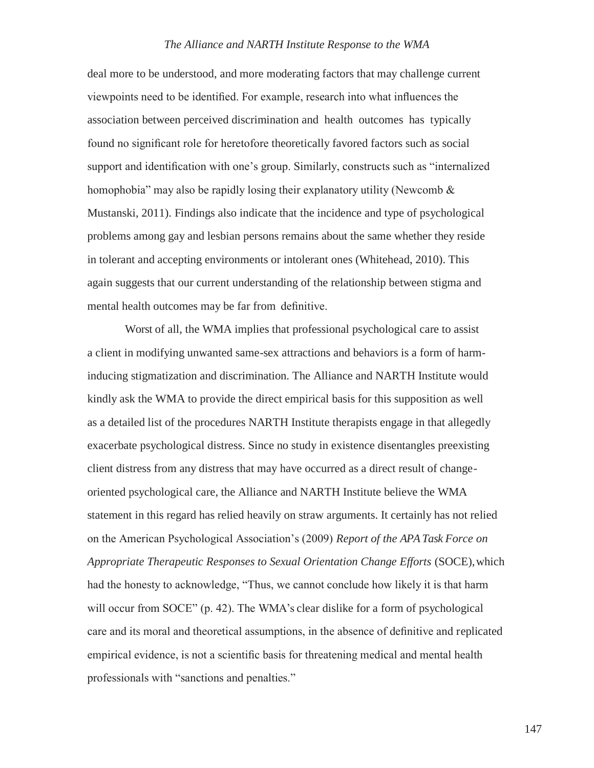deal more to be understood, and more moderating factors that may challenge current viewpoints need to be identified. For example, research into what influences the association between perceived discrimination and health outcomes has typically found no significant role for heretofore theoretically favored factors such as social support and identification with one's group. Similarly, constructs such as "internalized homophobia" may also be rapidly losing their explanatory utility (Newcomb & Mustanski, 2011). Findings also indicate that the incidence and type of psychological problems among gay and lesbian persons remains about the same whether they reside in tolerant and accepting environments or intolerant ones (Whitehead, 2010). This again suggests that our current understanding of the relationship between stigma and mental health outcomes may be far from definitive.

Worst of all, the WMA implies that professional psychological care to assist a client in modifying unwanted same-sex attractions and behaviors is a form of harm-inducing stigmatization and discrimination. The Alliance and NARTH Institute would kindly ask the WMA to provide the direct empirical basis for this supposition as well as a detailed list of the procedures NARTH Institute therapists engage in that allegedly exacerbate psychological distress. Since no study in existence disentangles preexisting client distress from any distress that may have occurred as a direct result of change-oriented psychological care, the Alliance and NARTH Institute believe the WMA statement in this regard has relied heavily on straw arguments. It certainly has not relied on the American Psychological Association's (2009) *Report of the APA Task Force on Appropriate Therapeutic Responses to Sexual Orientation Change Efforts* (SOCE), which had the honesty to acknowledge, "Thus, we cannot conclude how likely it is that harm will occur from SOCE" (p. 42). The WMA's clear dislike for a form of psychological care and its moral and theoretical assumptions, in the absence of definitive and replicated empirical evidence, is not a scientific basis for threatening medical and mental health professionals with "sanctions and penalties."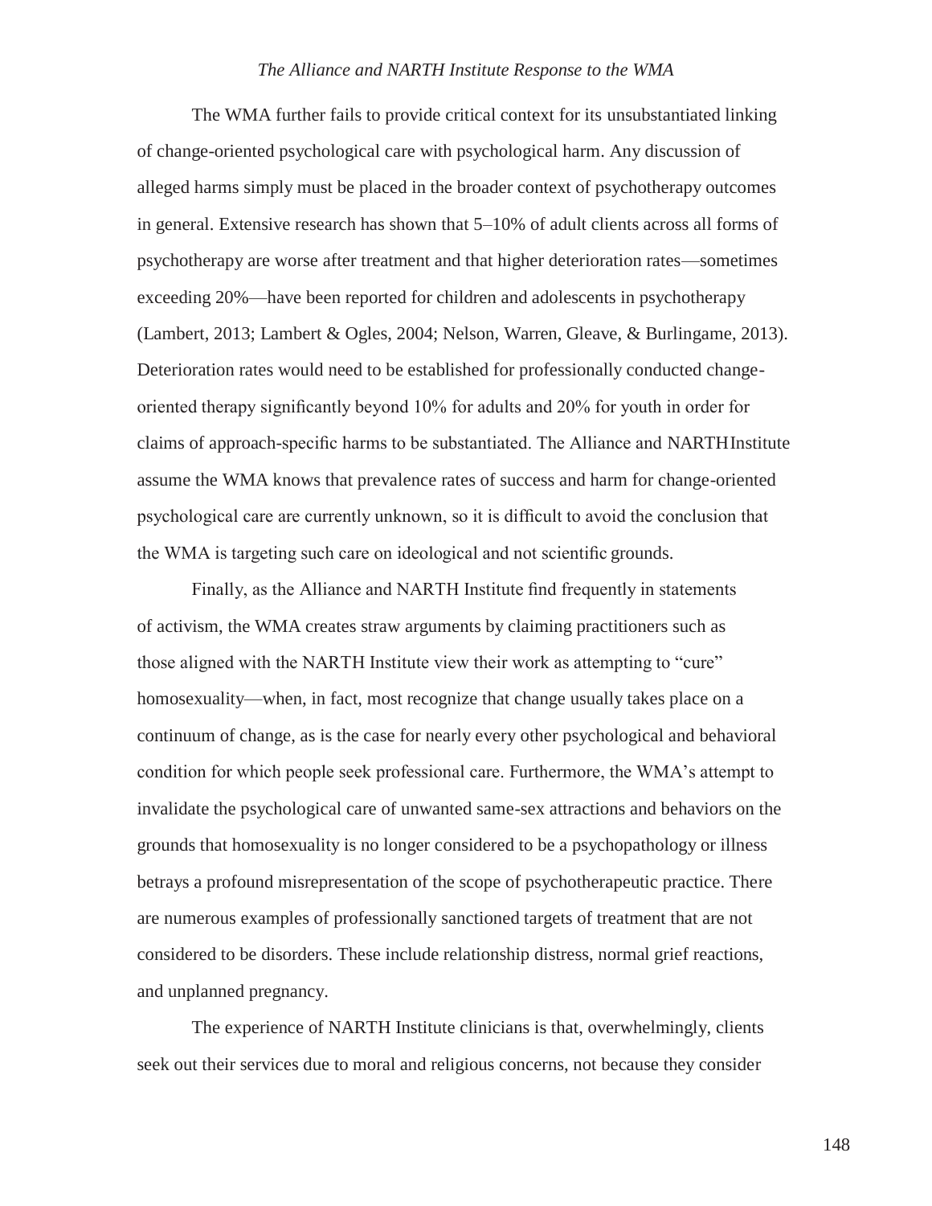The WMA further fails to provide critical context for its unsubstantiated linking of change-oriented psychological care with psychological harm. Any discussion of alleged harms simply must be placed in the broader context of psychotherapy outcomes in general. Extensive research has shown that 5–10% of adult clients across all forms of psychotherapy are worse after treatment and that higher deterioration rates—sometimes exceeding 20%—have been reported for children and adolescents in psychotherapy (Lambert, 2013; Lambert & Ogles, 2004; Nelson, Warren, Gleave, & Burlingame, 2013). Deterioration rates would need to be established for professionally conducted change-oriented therapy significantly beyond 10% for adults and 20% for youth in order for claims of approach-specific harms to be substantiated. The Alliance and NARTH Institute assume the WMA knows that prevalence rates of success and harm for change-oriented psychological care are currently unknown, so it is difficult to avoid the conclusion that the WMA is targeting such care on ideological and not scientific grounds.

Finally, as the Alliance and NARTH Institute find frequently in statements of activism, the WMA creates straw arguments by claiming practitioners such as those aligned with the NARTH Institute view their work as attempting to "cure" homosexuality—when, in fact, most recognize that change usually takes place on a continuum of change, as is the case for nearly every other psychological and behavioral condition for which people seek professional care. Furthermore, the WMA's attempt to invalidate the psychological care of unwanted same-sex attractions and behaviors on the grounds that homosexuality is no longer considered to be a psychopathology or illness betrays a profound misrepresentation of the scope of psychotherapeutic practice. There are numerous examples of professionally sanctioned targets of treatment that are not considered to be disorders. These include relationship distress, normal grief reactions, and unplanned pregnancy.

The experience of NARTH Institute clinicians is that, overwhelmingly, clients seek out their services due to moral and religious concerns, not because they consider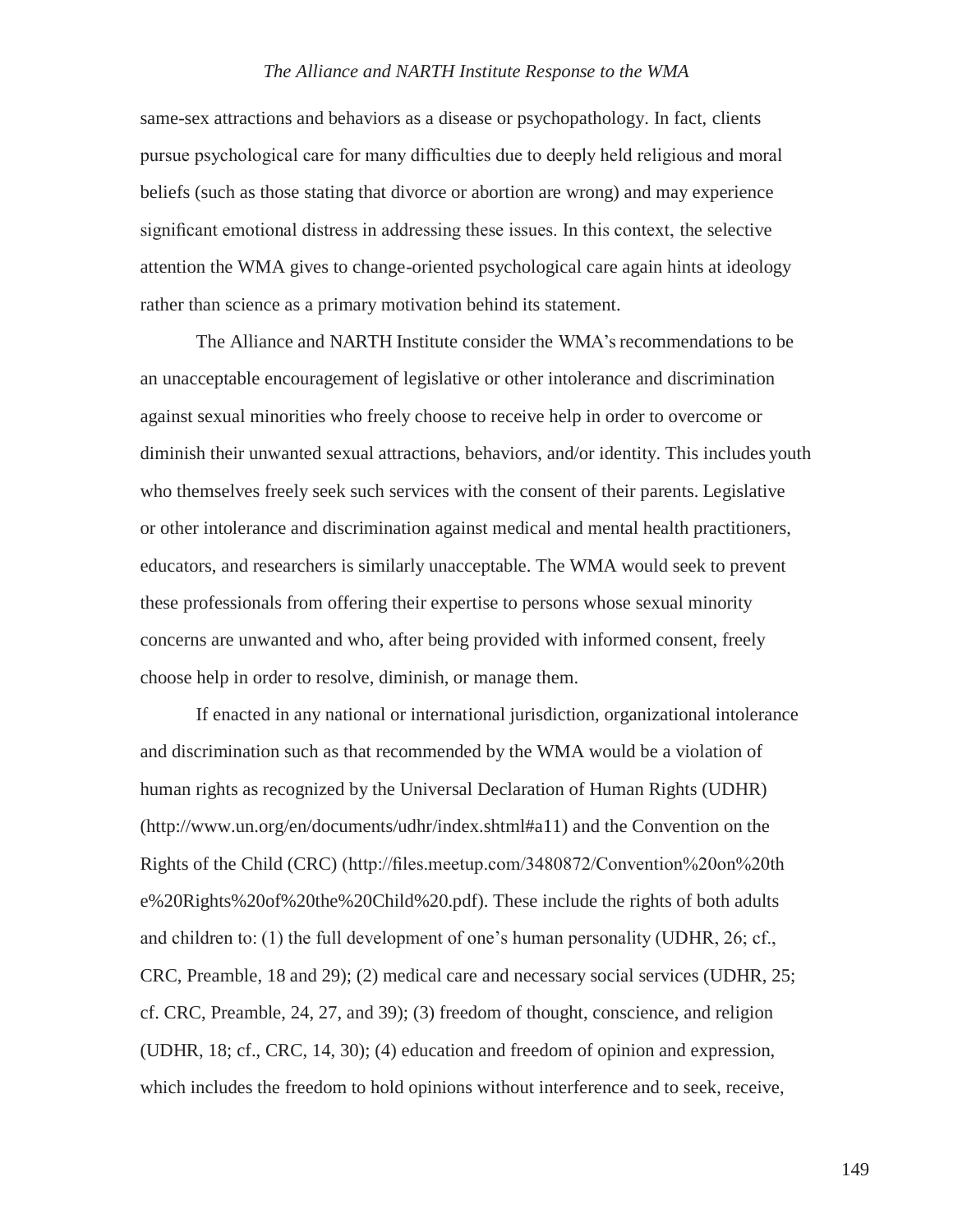same-sex attractions and behaviors as a disease or psychopathology. In fact, clients pursue psychological care for many difficulties due to deeply held religious and moral beliefs (such as those stating that divorce or abortion are wrong) and may experience significant emotional distress in addressing these issues. In this context, the selective attention the WMA gives to change-oriented psychological care again hints at ideology rather than science as a primary motivation behind its statement.

The Alliance and NARTH Institute consider the WMA's recommendations to be an unacceptable encouragement of legislative or other intolerance and discrimination against sexual minorities who freely choose to receive help in order to overcome or diminish their unwanted sexual attractions, behaviors, and/or identity. This includes youth who themselves freely seek such services with the consent of their parents. Legislative or other intolerance and discrimination against medical and mental health practitioners, educators, and researchers is similarly unacceptable. The WMA would seek to prevent these professionals from offering their expertise to persons whose sexual minority concerns are unwanted and who, after being provided with informed consent, freely choose help in order to resolve, diminish, or manage them.

If enacted in any national or international jurisdiction, organizational intolerance and discrimination such as that recommended by the WMA would be a violation of human rights as recognized by the Universal Declaration of Human Rights (UDHR) (http://www.un.org/en/documents/udhr/index.shtml#a11) and the Convention on the Rights of the Child (CRC) (http://files.meetup.com/3480872/Convention%20on%20the%20Rights%20of%20the%20Child%20.pdf). These include the rights of both adults and children to: (1) the full development of one's human personality (UDHR, 26; cf., CRC, Preamble, 18 and 29); (2) medical care and necessary social services (UDHR, 25; cf. CRC, Preamble, 24, 27, and 39); (3) freedom of thought, conscience, and religion (UDHR, 18; cf., CRC, 14, 30); (4) education and freedom of opinion and expression, which includes the freedom to hold opinions without interference and to seek, receive,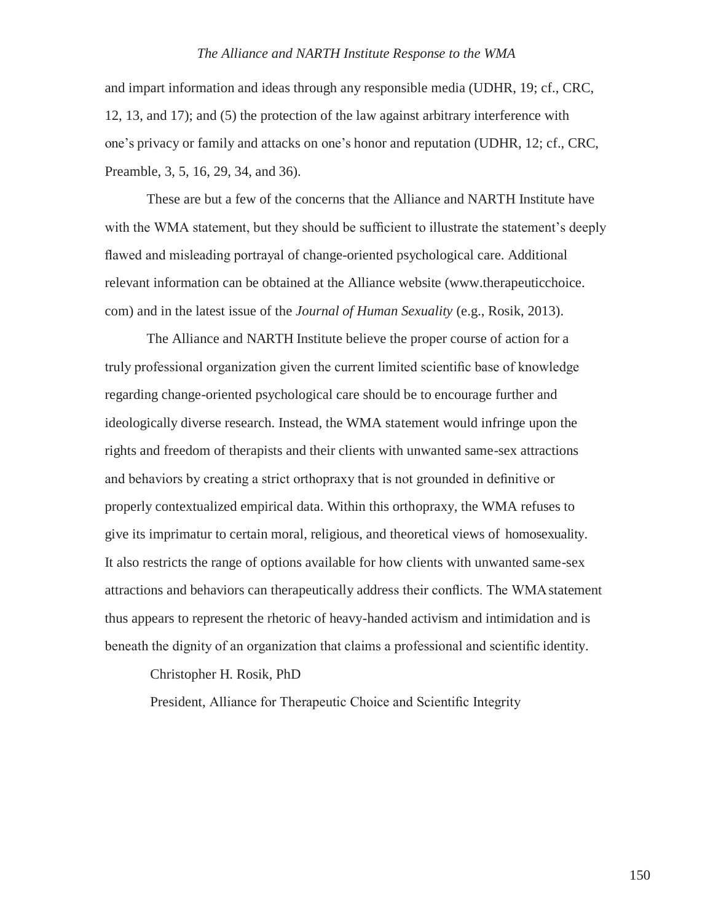and impart information and ideas through any responsible media (UDHR, 19; cf., CRC, 12, 13, and 17); and (5) the protection of the law against arbitrary interference with one's privacy or family and attacks on one's honor and reputation (UDHR, 12; cf., CRC, Preamble, 3, 5, 16, 29, 34, and 36).

These are but a few of the concerns that the Alliance and NARTH Institute have with the WMA statement, but they should be sufficient to illustrate the statement's deeply flawed and misleading portrayal of change-oriented psychological care. Additional relevant information can be obtained at the Alliance website (www.therapeuticchoice.com) and in the latest issue of the *Journal of Human Sexuality* (e.g., Rosik, 2013).

The Alliance and NARTH Institute believe the proper course of action for a truly professional organization given the current limited scientific base of knowledge regarding change-oriented psychological care should be to encourage further and ideologically diverse research. Instead, the WMA statement would infringe upon the rights and freedom of therapists and their clients with unwanted same-sex attractions and behaviors by creating a strict orthopraxy that is not grounded in definitive or properly contextualized empirical data. Within this orthopraxy, the WMA refuses to give its imprimatur to certain moral, religious, and theoretical views of homosexuality. It also restricts the range of options available for how clients with unwanted same-sex attractions and behaviors can therapeutically address their conflicts. The WMA statement thus appears to represent the rhetoric of heavy-handed activism and intimidation and is beneath the dignity of an organization that claims a professional and scientific identity.

Christopher H. Rosik, PhD

President, Alliance for Therapeutic Choice and Scientific Integrity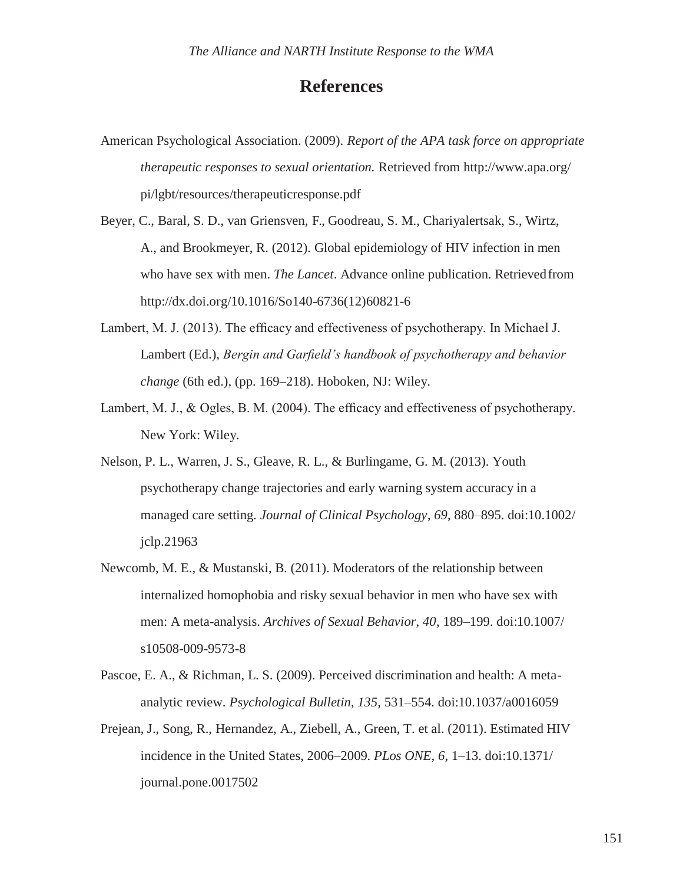## References

American Psychological Association. (2009). *Report of the APA task force on appropriate therapeutic responses to sexual orientation.* Retrieved from http://www.apa.org/pi/lgbt/resources/therapeuticresponse.pdf

Beyer, C., Baral, S. D., van Griensven, F., Goodreau, S. M., Chariyalertsak, S., Wirtz, A., and Brookmeyer, R. (2012). Global epidemiology of HIV infection in men who have sex with men. *The Lancet*. Advance online publication. Retrieved from http://dx.doi.org/10.1016/So140-6736(12)60821-6

Lambert, M. J. (2013). The efficacy and effectiveness of psychotherapy. In Michael J. Lambert (Ed.), *Bergin and Garfield's handbook of psychotherapy and behavior change* (6th ed.), (pp. 169–218). Hoboken, NJ: Wiley.

Lambert, M. J., & Ogles, B. M. (2004). The efficacy and effectiveness of psychotherapy. New York: Wiley.

Nelson, P. L., Warren, J. S., Gleave, R. L., & Burlingame, G. M. (2013). Youth psychotherapy change trajectories and early warning system accuracy in a managed care setting. *Journal of Clinical Psychology*, *69*, 880–895. doi:10.1002/jclp.21963

Newcomb, M. E., & Mustanski, B. (2011). Moderators of the relationship between internalized homophobia and risky sexual behavior in men who have sex with men: A meta-analysis. *Archives of Sexual Behavior*, *40*, 189–199. doi:10.1007/s10508-009-9573-8

Pascoe, E. A., & Richman, L. S. (2009). Perceived discrimination and health: A meta-analytic review. *Psychological Bulletin, 135*, 531–554. doi:10.1037/a0016059

Prejean, J., Song, R., Hernandez, A., Ziebell, A., Green, T. et al. (2011). Estimated HIV incidence in the United States, 2006–2009. *PLos ONE, 6*, 1–13. doi:10.1371/journal.pone.0017502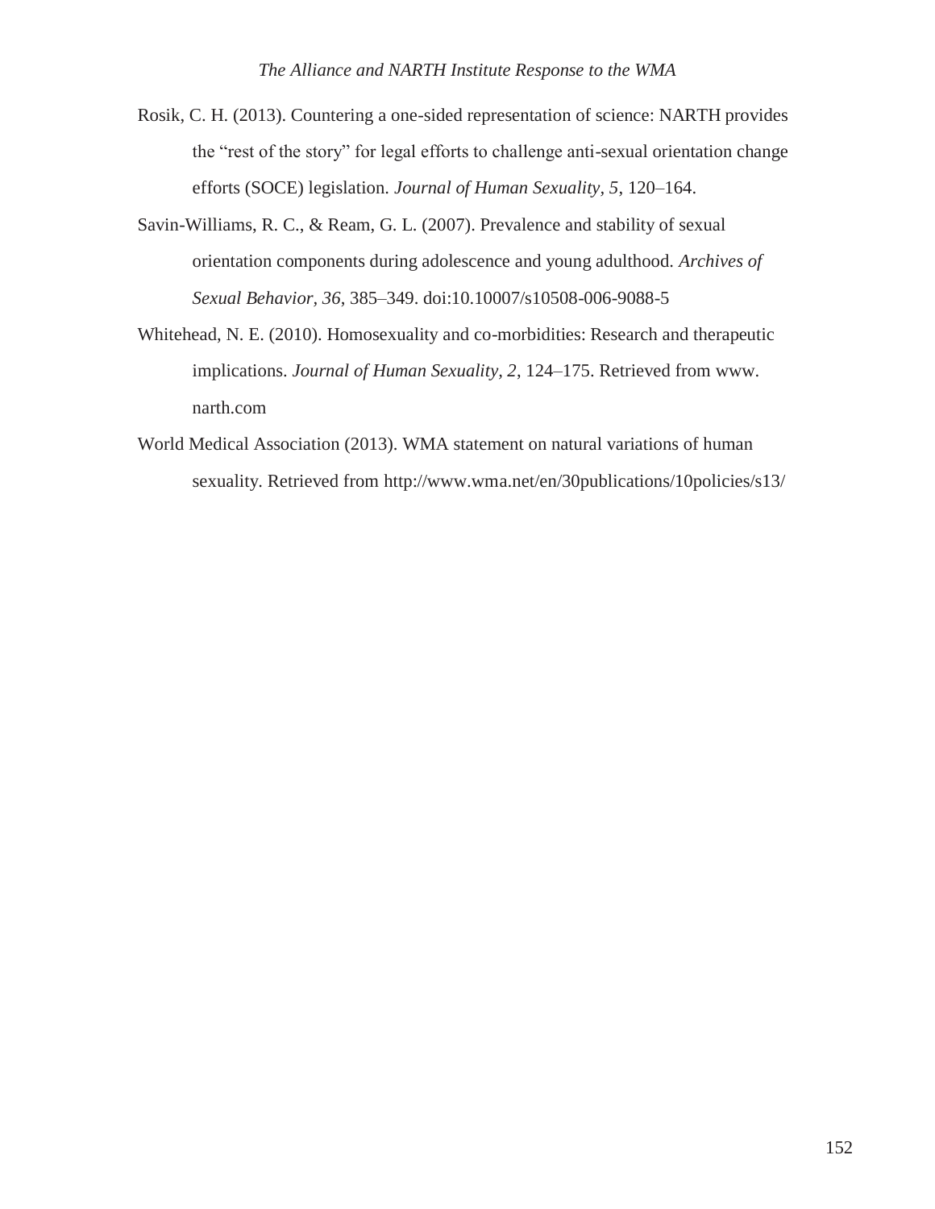Rosik, C. H. (2013). Countering a one-sided representation of science: NARTH provides the "rest of the story" for legal efforts to challenge anti-sexual orientation change efforts (SOCE) legislation. *Journal of Human Sexuality, 5*, 120–164.

Savin-Williams, R. C., & Ream, G. L. (2007). Prevalence and stability of sexual orientation components during adolescence and young adulthood. *Archives of Sexual Behavior, 36*, 385–349. doi:10.10007/s10508-006-9088-5

Whitehead, N. E. (2010). Homosexuality and co-morbidities: Research and therapeutic implications. *Journal of Human Sexuality, 2*, 124–175. Retrieved from www.narth.com

World Medical Association (2013). WMA statement on natural variations of human sexuality. Retrieved from http://www.wma.net/en/30publications/10policies/s13/